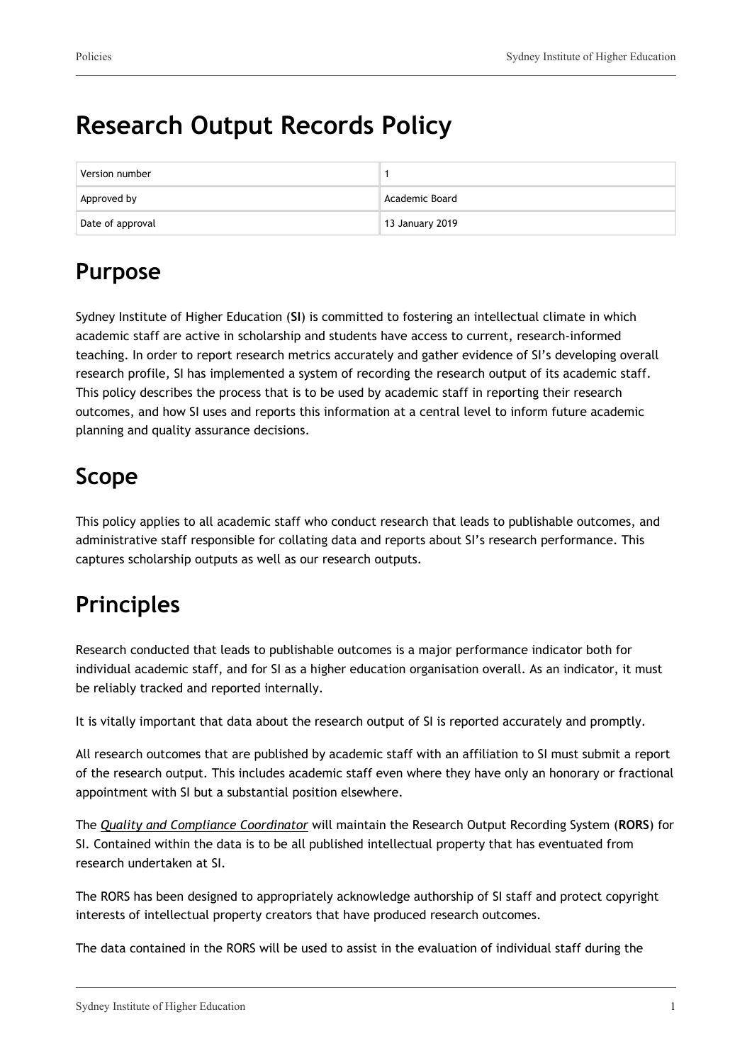# Research Output Records Policy

| Version number | 1 |
| --- | --- |
| Approved by | Academic Board |
| Date of approval | 13 January 2019 |

## Purpose

Sydney Institute of Higher Education (**SI**) is committed to fostering an intellectual climate in which academic staff are active in scholarship and students have access to current, research-informed teaching. In order to report research metrics accurately and gather evidence of SI's developing overall research profile, SI has implemented a system of recording the research output of its academic staff. This policy describes the process that is to be used by academic staff in reporting their research outcomes, and how SI uses and reports this information at a central level to inform future academic planning and quality assurance decisions.

## Scope

This policy applies to all academic staff who conduct research that leads to publishable outcomes, and administrative staff responsible for collating data and reports about SI's research performance. This captures scholarship outputs as well as our research outputs.

## Principles

Research conducted that leads to publishable outcomes is a major performance indicator both for individual academic staff, and for SI as a higher education organisation overall. As an indicator, it must be reliably tracked and reported internally.

It is vitally important that data about the research output of SI is reported accurately and promptly.

All research outcomes that are published by academic staff with an affiliation to SI must submit a report of the research output. This includes academic staff even where they have only an honorary or fractional appointment with SI but a substantial position elsewhere.

The *Quality and Compliance Coordinator* will maintain the Research Output Recording System (**RORS**) for SI. Contained within the data is to be all published intellectual property that has eventuated from research undertaken at SI.

The RORS has been designed to appropriately acknowledge authorship of SI staff and protect copyright interests of intellectual property creators that have produced research outcomes.

The data contained in the RORS will be used to assist in the evaluation of individual staff during the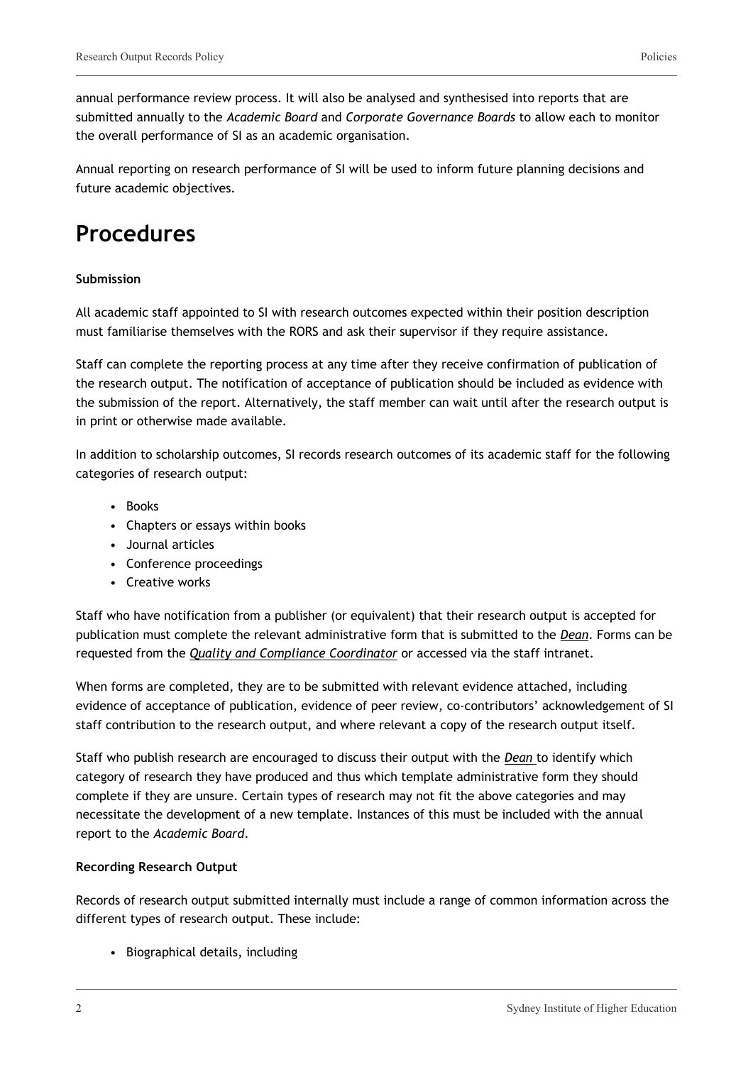annual performance review process. It will also be analysed and synthesised into reports that are submitted annually to the *Academic Board* and *Corporate Governance Boards* to allow each to monitor the overall performance of SI as an academic organisation.

Annual reporting on research performance of SI will be used to inform future planning decisions and future academic objectives.

# Procedures

**Submission**

All academic staff appointed to SI with research outcomes expected within their position description must familiarise themselves with the RORS and ask their supervisor if they require assistance.

Staff can complete the reporting process at any time after they receive confirmation of publication of the research output. The notification of acceptance of publication should be included as evidence with the submission of the report. Alternatively, the staff member can wait until after the research output is in print or otherwise made available.

In addition to scholarship outcomes, SI records research outcomes of its academic staff for the following categories of research output:

- Books
- Chapters or essays within books
- Journal articles
- Conference proceedings
- Creative works

Staff who have notification from a publisher (or equivalent) that their research output is accepted for publication must complete the relevant administrative form that is submitted to the *Dean*. Forms can be requested from the *Quality and Compliance Coordinator* or accessed via the staff intranet.

When forms are completed, they are to be submitted with relevant evidence attached, including evidence of acceptance of publication, evidence of peer review, co-contributors' acknowledgement of SI staff contribution to the research output, and where relevant a copy of the research output itself.

Staff who publish research are encouraged to discuss their output with the *Dean* to identify which category of research they have produced and thus which template administrative form they should complete if they are unsure. Certain types of research may not fit the above categories and may necessitate the development of a new template. Instances of this must be included with the annual report to the *Academic Board*.

**Recording Research Output**

Records of research output submitted internally must include a range of common information across the different types of research output. These include:

- Biographical details, including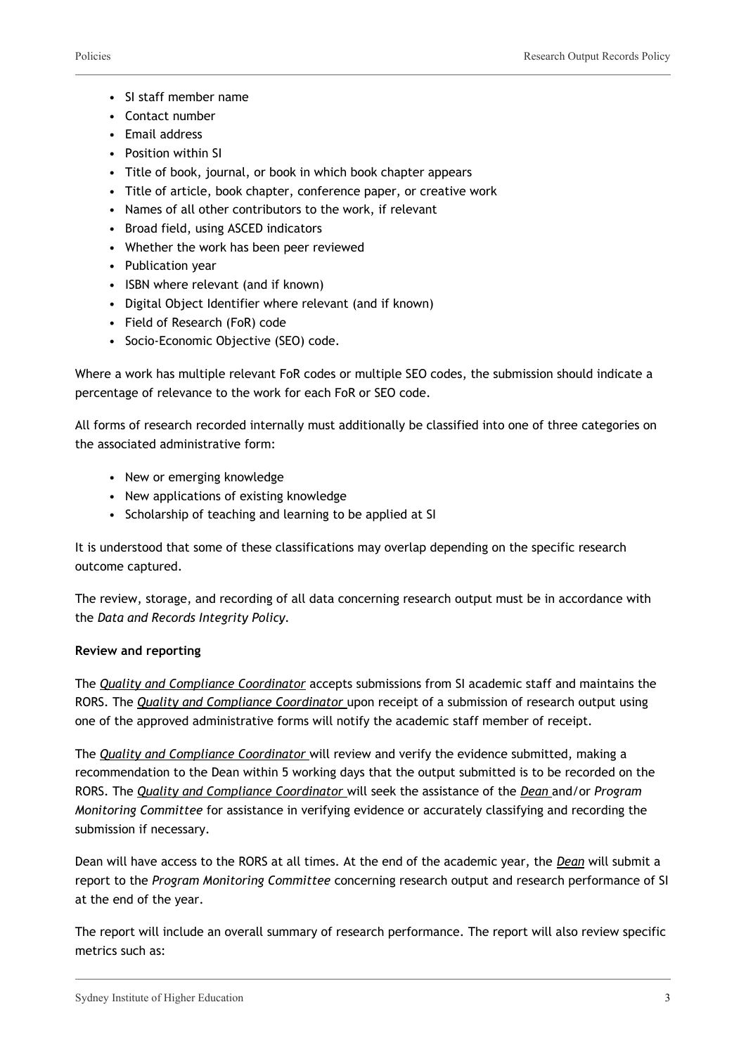- SI staff member name
- Contact number
- Email address
- Position within SI
- Title of book, journal, or book in which book chapter appears
- Title of article, book chapter, conference paper, or creative work
- Names of all other contributors to the work, if relevant
- Broad field, using ASCED indicators
- Whether the work has been peer reviewed
- Publication year
- ISBN where relevant (and if known)
- Digital Object Identifier where relevant (and if known)
- Field of Research (FoR) code
- Socio-Economic Objective (SEO) code.

Where a work has multiple relevant FoR codes or multiple SEO codes, the submission should indicate a percentage of relevance to the work for each FoR or SEO code.

All forms of research recorded internally must additionally be classified into one of three categories on the associated administrative form:

- New or emerging knowledge
- New applications of existing knowledge
- Scholarship of teaching and learning to be applied at SI

It is understood that some of these classifications may overlap depending on the specific research outcome captured.

The review, storage, and recording of all data concerning research output must be in accordance with the *Data and Records Integrity Policy*.

**Review and reporting**

The *Quality and Compliance Coordinator* accepts submissions from SI academic staff and maintains the RORS. The *Quality and Compliance Coordinator* upon receipt of a submission of research output using one of the approved administrative forms will notify the academic staff member of receipt.

The *Quality and Compliance Coordinator* will review and verify the evidence submitted, making a recommendation to the Dean within 5 working days that the output submitted is to be recorded on the RORS. The *Quality and Compliance Coordinator* will seek the assistance of the *Dean* and/or *Program Monitoring Committee* for assistance in verifying evidence or accurately classifying and recording the submission if necessary.

Dean will have access to the RORS at all times. At the end of the academic year, the *Dean* will submit a report to the *Program Monitoring Committee* concerning research output and research performance of SI at the end of the year.

The report will include an overall summary of research performance. The report will also review specific metrics such as: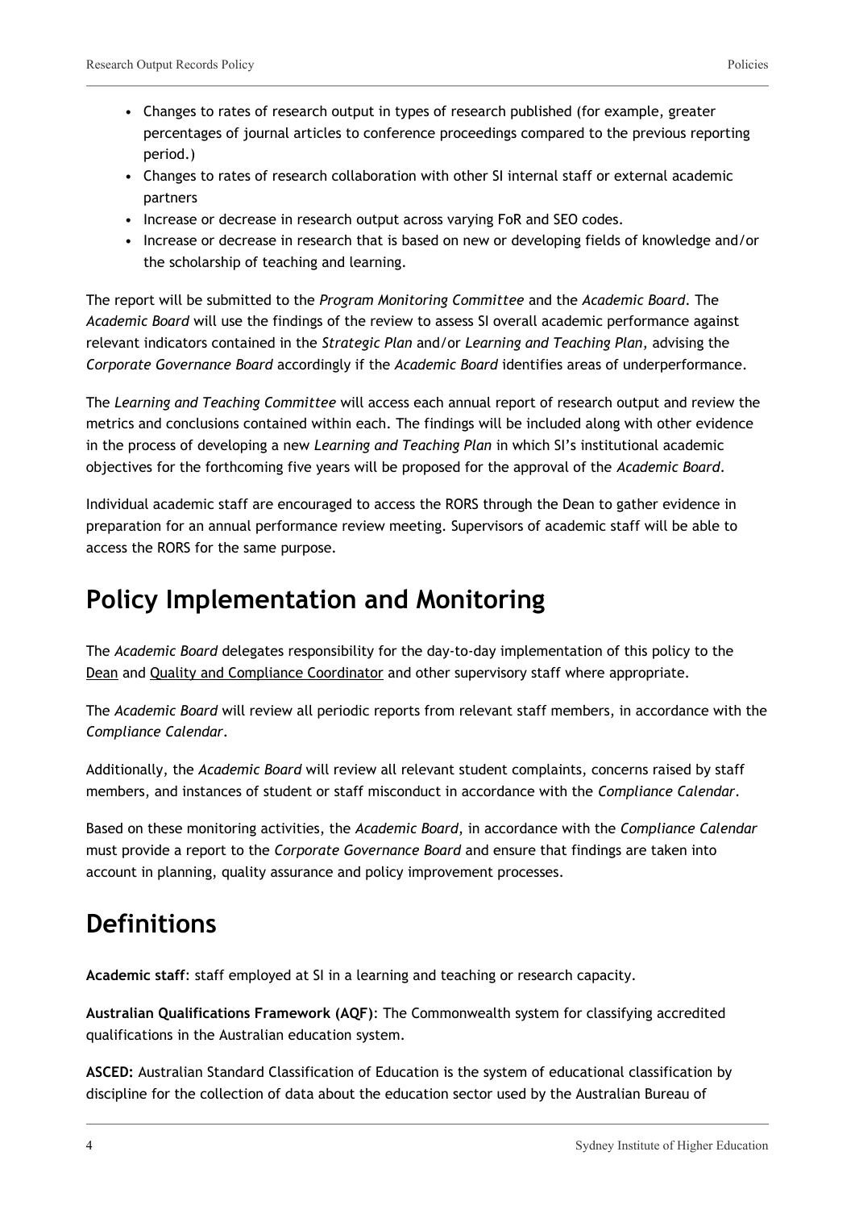- Changes to rates of research output in types of research published (for example, greater percentages of journal articles to conference proceedings compared to the previous reporting period.)
- Changes to rates of research collaboration with other SI internal staff or external academic partners
- Increase or decrease in research output across varying FoR and SEO codes.
- Increase or decrease in research that is based on new or developing fields of knowledge and/or the scholarship of teaching and learning.

The report will be submitted to the *Program Monitoring Committee* and the *Academic Board*. The *Academic Board* will use the findings of the review to assess SI overall academic performance against relevant indicators contained in the *Strategic Plan* and/or *Learning and Teaching Plan*, advising the *Corporate Governance Board* accordingly if the *Academic Board* identifies areas of underperformance.

The *Learning and Teaching Committee* will access each annual report of research output and review the metrics and conclusions contained within each. The findings will be included along with other evidence in the process of developing a new *Learning and Teaching Plan* in which SI's institutional academic objectives for the forthcoming five years will be proposed for the approval of the *Academic Board*.

Individual academic staff are encouraged to access the RORS through the Dean to gather evidence in preparation for an annual performance review meeting. Supervisors of academic staff will be able to access the RORS for the same purpose.

# Policy Implementation and Monitoring

The *Academic Board* delegates responsibility for the day-to-day implementation of this policy to the Dean and Quality and Compliance Coordinator and other supervisory staff where appropriate.

The *Academic Board* will review all periodic reports from relevant staff members, in accordance with the *Compliance Calendar*.

Additionally, the *Academic Board* will review all relevant student complaints, concerns raised by staff members, and instances of student or staff misconduct in accordance with the *Compliance Calendar*.

Based on these monitoring activities, the *Academic Board*, in accordance with the *Compliance Calendar* must provide a report to the *Corporate Governance Board* and ensure that findings are taken into account in planning, quality assurance and policy improvement processes.

# Definitions

**Academic staff**: staff employed at SI in a learning and teaching or research capacity.

**Australian Qualifications Framework (AQF)**: The Commonwealth system for classifying accredited qualifications in the Australian education system.

**ASCED:** Australian Standard Classification of Education is the system of educational classification by discipline for the collection of data about the education sector used by the Australian Bureau of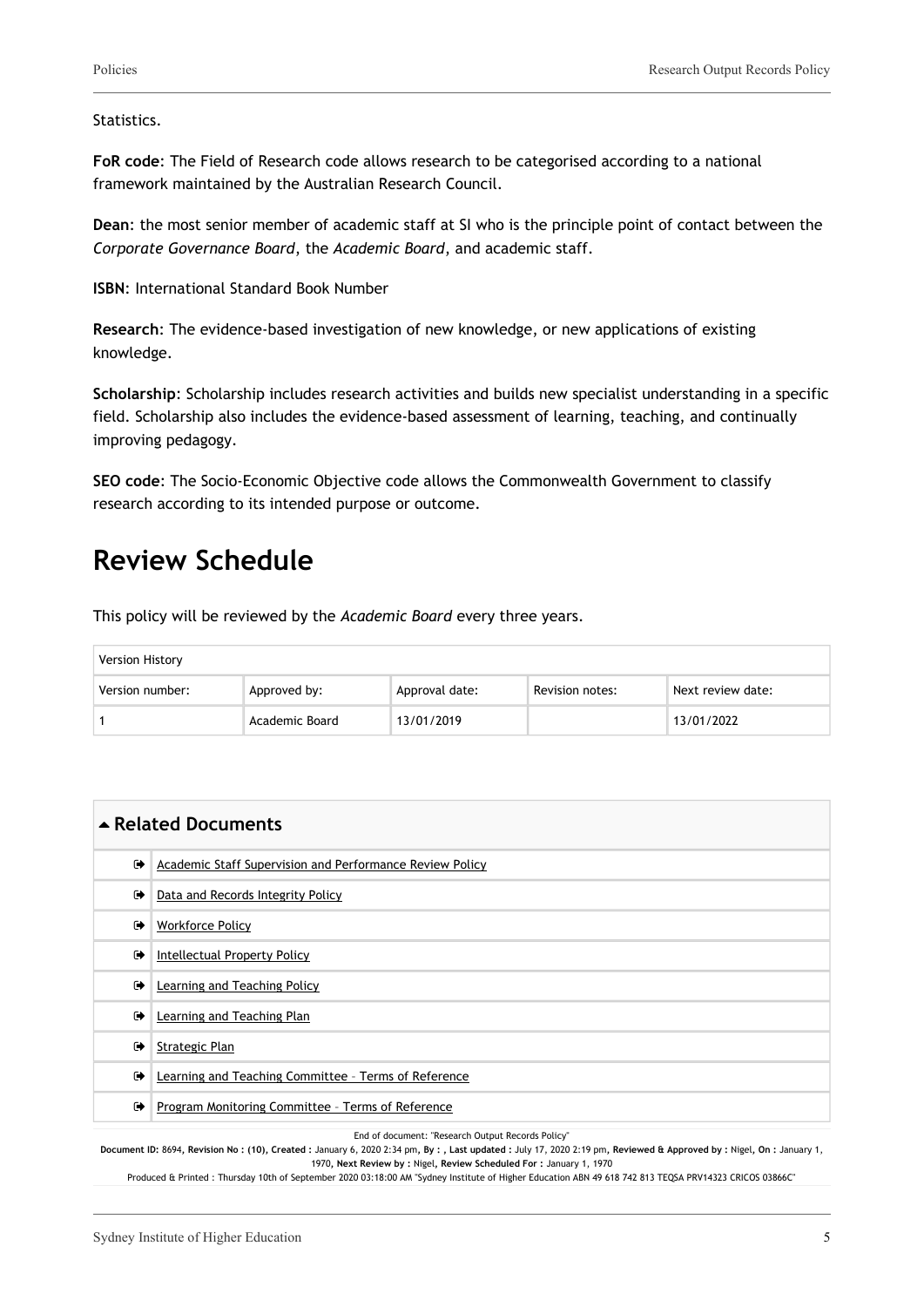Statistics.

**FoR code**: The Field of Research code allows research to be categorised according to a national framework maintained by the Australian Research Council.

**Dean**: the most senior member of academic staff at SI who is the principle point of contact between the *Corporate Governance Board*, the *Academic Board*, and academic staff.

**ISBN**: International Standard Book Number

**Research**: The evidence-based investigation of new knowledge, or new applications of existing knowledge.

**Scholarship**: Scholarship includes research activities and builds new specialist understanding in a specific field. Scholarship also includes the evidence-based assessment of learning, teaching, and continually improving pedagogy.

**SEO code**: The Socio-Economic Objective code allows the Commonwealth Government to classify research according to its intended purpose or outcome.

# Review Schedule

This policy will be reviewed by the *Academic Board* every three years.

| Version History | | | | |
|---|---|---|---|---|
| Version number: | Approved by: | Approval date: | Revision notes: | Next review date: |
| 1 | Academic Board | 13/01/2019 | | 13/01/2022 |

## ▲ Related Documents

- Academic Staff Supervision and Performance Review Policy
- Data and Records Integrity Policy
- Workforce Policy
- Intellectual Property Policy
- Learning and Teaching Policy
- Learning and Teaching Plan
- Strategic Plan
- Learning and Teaching Committee – Terms of Reference
- Program Monitoring Committee – Terms of Reference

End of document: "Research Output Records Policy"

**Document ID:** 8694, **Revision No : (10), Created :** January 6, 2020 2:34 pm, **By : , Last updated :** July 17, 2020 2:19 pm, **Reviewed & Approved by :** Nigel, **On :** January 1, 1970, **Next Review by :** Nigel, **Review Scheduled For :** January 1, 1970

Produced & Printed : Thursday 10th of September 2020 03:18:00 AM "Sydney Institute of Higher Education ABN 49 618 742 813 TEQSA PRV14323 CRICOS 03866C"